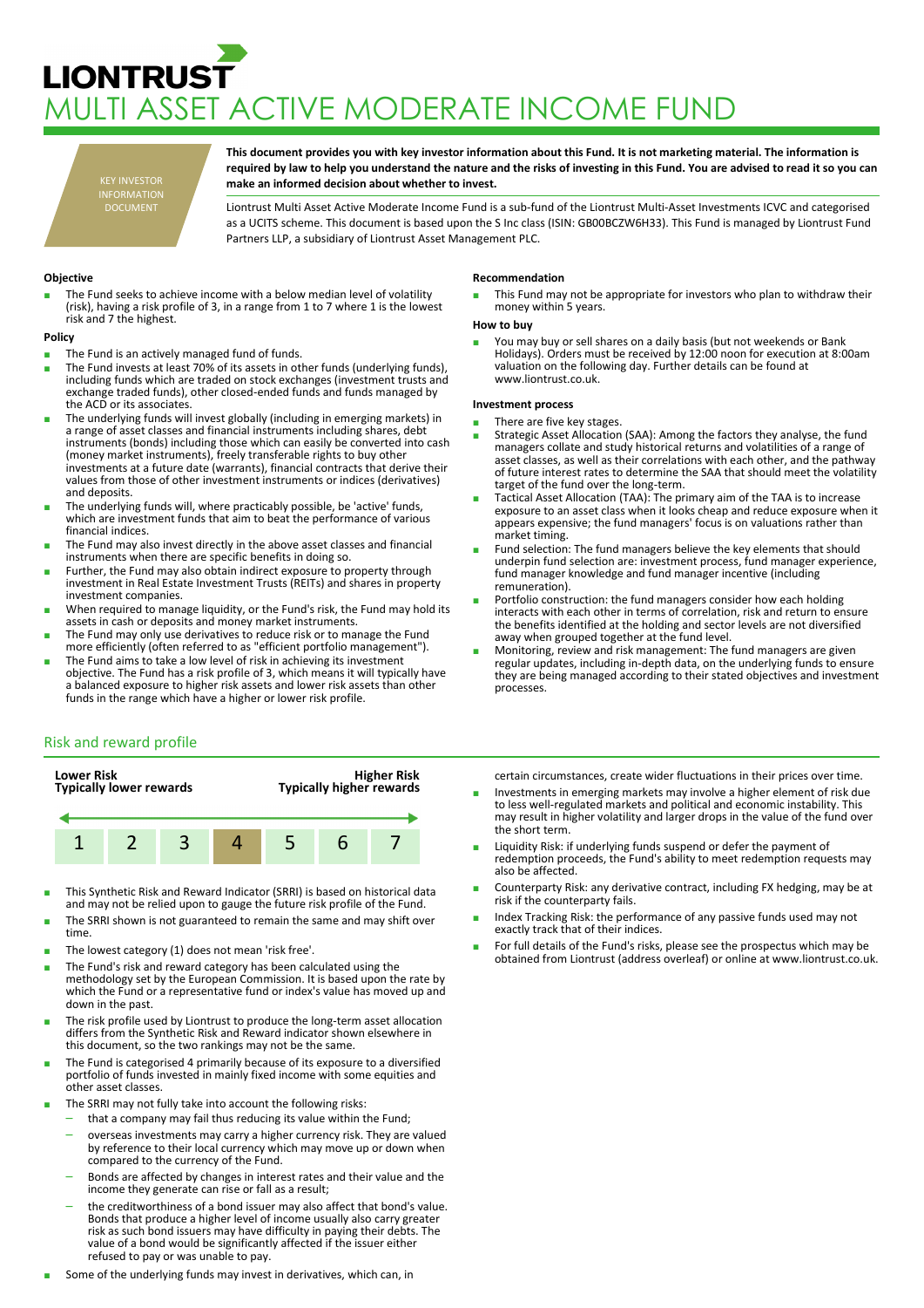# LIONTRUST

# MULTI ASSET ACTIVE MODERATE INCOME FUND

KEY INVESTOR INFORMATION DOCUMENT

**This document provides you with key investor information about this Fund. It is not marketing material. The information is required by law to help you understand the nature and the risks of investing in this Fund. You are advised to read it so you can make an informed decision about whether to invest.**

Liontrust Multi Asset Active Moderate Income Fund is a sub-fund of the Liontrust Multi-Asset Investments ICVC and categorised as a UCITS scheme. This document is based upon the S Inc class (ISIN: GB00BCZW6H33). This Fund is managed by Liontrust Fund Partners LLP, a subsidiary of Liontrust Asset Management PLC.

### Objective

- The Fund seeks to achieve income with a below median level of volatility (risk), having a risk profile of 3, in a range from 1 to 7 where 1 is the lowest risk and 7 the highest.

### Policy

- The Fund is an actively managed fund of funds.
- The Fund invests at least 70% of its assets in other funds (underlying funds), including funds which are traded on stock exchanges (investment trusts and exchange traded funds), other closed-ended funds and funds managed by the ACD or its associates.
- The underlying funds will invest globally (including in emerging markets) in a range of asset classes and financial instruments including shares, debt instruments (bonds) including those which can easily be converted into cash (money market instruments), freely transferable rights to buy other investments at a future date (warrants), financial contracts that derive their values from those of other investment instruments or indices (derivatives) and deposits.
- The underlying funds will, where practicably possible, be 'active' funds, which are investment funds that aim to beat the performance of various financial indices.
- The Fund may also invest directly in the above asset classes and financial instruments when there are specific benefits in doing so.
- Further, the Fund may also obtain indirect exposure to property through investment in Real Estate Investment Trusts (REITs) and shares in property investment companies.
- When required to manage liquidity, or the Fund's risk, the Fund may hold its assets in cash or deposits and money market instruments.
- The Fund may only use derivatives to reduce risk or to manage the Fund more efficiently (often referred to as "efficient portfolio management").
- The Fund aims to take a low level of risk in achieving its investment objective. The Fund has a risk profile of 3, which means it will typically have a balanced exposure to higher risk assets and lower risk assets than other funds in the range which have a higher or lower risk profile.

### Recommendation

- This Fund may not be appropriate for investors who plan to withdraw their money within 5 years.

### How to buy

- You may buy or sell shares on a daily basis (but not weekends or Bank Holidays). Orders must be received by 12:00 noon for execution at 8:00am valuation on the following day. Further details can be found at www.liontrust.co.uk.

### Investment process

- There are five key stages.
- Strategic Asset Allocation (SAA): Among the factors they analyse, the fund managers collate and study historical returns and volatilities of a range of asset classes, as well as their correlations with each other, and the pathway of future interest rates to determine the SAA that should meet the volatility target of the fund over the long-term.
- Tactical Asset Allocation (TAA): The primary aim of the TAA is to increase exposure to an asset class when it looks cheap and reduce exposure when it appears expensive; the fund managers' focus is on valuations rather than market timing.
- Fund selection: The fund managers believe the key elements that should underpin fund selection are: investment process, fund manager experience, fund manager knowledge and fund manager incentive (including remuneration).
- Portfolio construction: the fund managers consider how each holding interacts with each other in terms of correlation, risk and return to ensure the benefits identified at the holding and sector levels are not diversified away when grouped together at the fund level.
- Monitoring, review and risk management: The fund managers are given regular updates, including in-depth data, on the underlying funds to ensure they are being managed according to their stated objectives and investment processes.

## Risk and reward profile

| Lower Risk<br>Typically lower rewards | | | | | | Higher Risk<br>Typically higher rewards |
|---|---|---|---|---|---|---|
| 1 | 2 | 3 | **4** | 5 | 6 | 7 |

- This Synthetic Risk and Reward Indicator (SRRI) is based on historical data and may not be relied upon to gauge the future risk profile of the Fund.
- The SRRI shown is not guaranteed to remain the same and may shift over time.
- The lowest category (1) does not mean 'risk free'.
- The Fund's risk and reward category has been calculated using the methodology set by the European Commission. It is based upon the rate by which the Fund or a representative fund or index's value has moved up and down in the past.
- The risk profile used by Liontrust to produce the long-term asset allocation differs from the Synthetic Risk and Reward indicator shown elsewhere in this document, so the two rankings may not be the same.
- The Fund is categorised 4 primarily because of its exposure to a diversified portfolio of funds invested in mainly fixed income with some equities and other asset classes.
- The SRRI may not fully take into account the following risks:
  - that a company may fail thus reducing its value within the Fund;
  - overseas investments may carry a higher currency risk. They are valued by reference to their local currency which may move up or down when compared to the currency of the Fund.
  - Bonds are affected by changes in interest rates and their value and the income they generate can rise or fall as a result;
  - the creditworthiness of a bond issuer may also affect that bond's value. Bonds that produce a higher level of income usually also carry greater risk as such bond issuers may have difficulty in paying their debts. The value of a bond would be significantly affected if the issuer either refused to pay or was unable to pay.
- Some of the underlying funds may invest in derivatives, which can, in certain circumstances, create wider fluctuations in their prices over time.
- Investments in emerging markets may involve a higher element of risk due to less well-regulated markets and political and economic instability. This may result in higher volatility and larger drops in the value of the fund over the short term.
- Liquidity Risk: if underlying funds suspend or defer the payment of redemption proceeds, the Fund's ability to meet redemption requests may also be affected.
- Counterparty Risk: any derivative contract, including FX hedging, may be at risk if the counterparty fails.
- Index Tracking Risk: the performance of any passive funds used may not exactly track that of their indices.
- For full details of the Fund's risks, please see the prospectus which may be obtained from Liontrust (address overleaf) or online at www.liontrust.co.uk.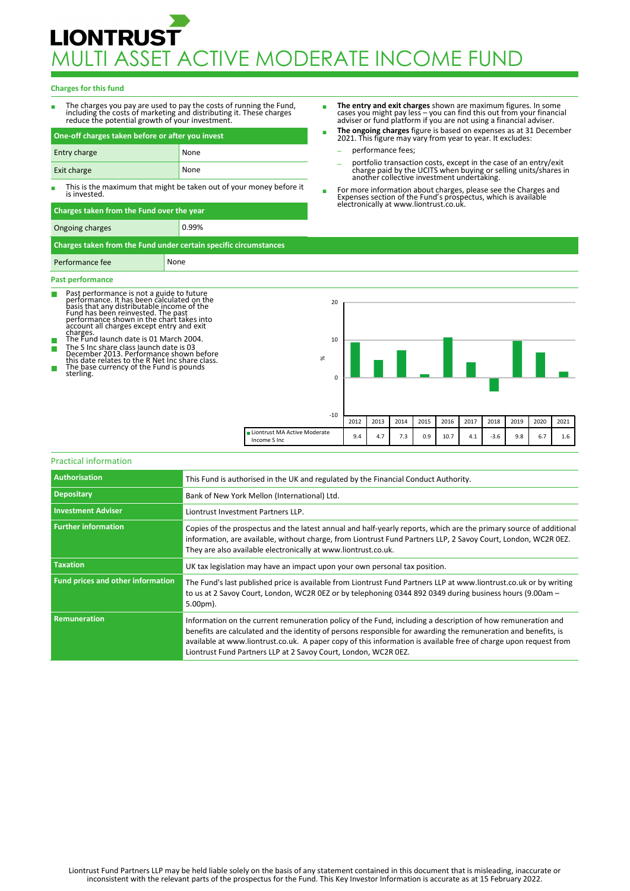# LIONTRUST
# MULTI ASSET ACTIVE MODERATE INCOME FUND

## Charges for this fund

- The charges you pay are used to pay the costs of running the Fund, including the costs of marketing and distributing it. These charges reduce the potential growth of your investment.

| One-off charges taken before or after you invest | |
|---|---|
| Entry charge | None |
| Exit charge | None |

- This is the maximum that might be taken out of your money before it is invested.

| Charges taken from the Fund over the year | |
|---|---|
| Ongoing charges | 0.99% |

| Charges taken from the Fund under certain specific circumstances | |
|---|---|
| Performance fee | None |

- **The entry and exit charges** shown are maximum figures. In some cases you might pay less – you can find this out from your financial adviser or fund platform if you are not using a financial adviser.
- **The ongoing charges** figure is based on expenses as at 31 December 2021. This figure may vary from year to year. It excludes:
  - performance fees;
  - portfolio transaction costs, except in the case of an entry/exit charge paid by the UCITS when buying or selling units/shares in another collective investment undertaking.
- For more information about charges, please see the Charges and Expenses section of the Fund's prospectus, which is available electronically at www.liontrust.co.uk.

## Past performance

- Past performance is not a guide to future performance. It has been calculated on the basis that any distributable income of the Fund has been reinvested. The past performance shown in the chart takes into account all charges except entry and exit charges.
- The Fund launch date is 01 March 2004.
- The S Inc share class launch date is 03 December 2013. Performance shown before this date relates to the R Net Inc share class.
- The base currency of the Fund is pounds sterling.

%
20
10
0
-10
2012 2013 2014 2015 2016 2017 2018 2019 2020 2021
Liontrust MA Active Moderate Income S Inc
9.4 4.7 7.3 0.9 10.7 4.1 -3.6 9.8 6.7 1.6

## Practical information

| | |
|---|---|
| **Authorisation** | This Fund is authorised in the UK and regulated by the Financial Conduct Authority. |
| **Depositary** | Bank of New York Mellon (International) Ltd. |
| **Investment Adviser** | Liontrust Investment Partners LLP. |
| **Further information** | Copies of the prospectus and the latest annual and half-yearly reports, which are the primary source of additional information, are available, without charge, from Liontrust Fund Partners LLP, 2 Savoy Court, London, WC2R 0EZ. They are also available electronically at www.liontrust.co.uk. |
| **Taxation** | UK tax legislation may have an impact upon your own personal tax position. |
| **Fund prices and other information** | The Fund's last published price is available from Liontrust Fund Partners LLP at www.liontrust.co.uk or by writing to us at 2 Savoy Court, London, WC2R 0EZ or by telephoning 0344 892 0349 during business hours (9.00am – 5.00pm). |
| **Remuneration** | Information on the current remuneration policy of the Fund, including a description of how remuneration and benefits are calculated and the identity of persons responsible for awarding the remuneration and benefits, is available at www.liontrust.co.uk. A paper copy of this information is available free of charge upon request from Liontrust Fund Partners LLP at 2 Savoy Court, London, WC2R 0EZ. |

Liontrust Fund Partners LLP may be held liable solely on the basis of any statement contained in this document that is misleading, inaccurate or inconsistent with the relevant parts of the prospectus for the Fund. This Key Investor Information is accurate as at 15 February 2022.